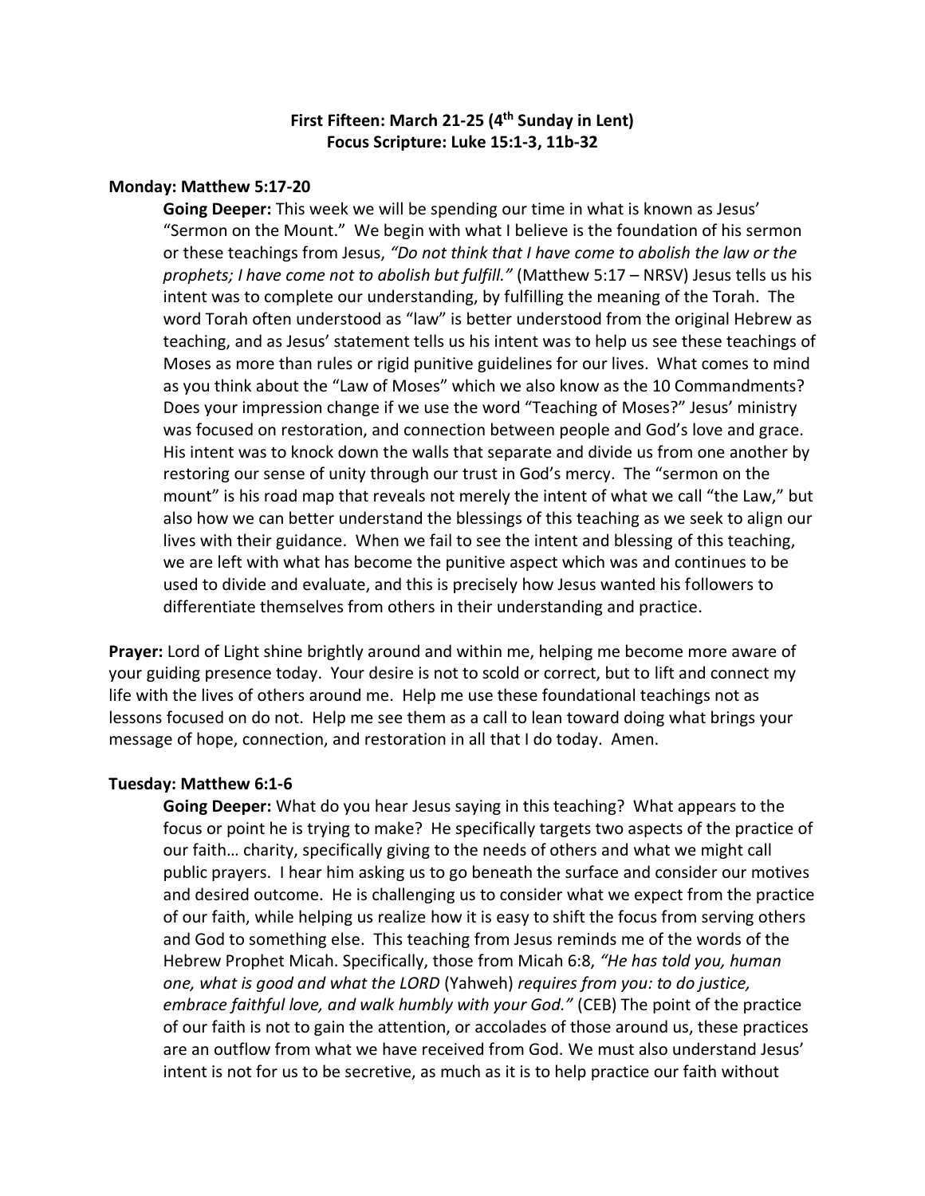**First Fifteen: March 21-25 (4th Sunday in Lent)**
**Focus Scripture: Luke 15:1-3, 11b-32**

**Monday: Matthew 5:17-20**

**Going Deeper:** This week we will be spending our time in what is known as Jesus' "Sermon on the Mount." We begin with what I believe is the foundation of his sermon or these teachings from Jesus, *"Do not think that I have come to abolish the law or the prophets; I have come not to abolish but fulfill."* (Matthew 5:17 – NRSV) Jesus tells us his intent was to complete our understanding, by fulfilling the meaning of the Torah. The word Torah often understood as "law" is better understood from the original Hebrew as teaching, and as Jesus' statement tells us his intent was to help us see these teachings of Moses as more than rules or rigid punitive guidelines for our lives. What comes to mind as you think about the "Law of Moses" which we also know as the 10 Commandments? Does your impression change if we use the word "Teaching of Moses?" Jesus' ministry was focused on restoration, and connection between people and God's love and grace. His intent was to knock down the walls that separate and divide us from one another by restoring our sense of unity through our trust in God's mercy. The "sermon on the mount" is his road map that reveals not merely the intent of what we call "the Law," but also how we can better understand the blessings of this teaching as we seek to align our lives with their guidance. When we fail to see the intent and blessing of this teaching, we are left with what has become the punitive aspect which was and continues to be used to divide and evaluate, and this is precisely how Jesus wanted his followers to differentiate themselves from others in their understanding and practice.

**Prayer:** Lord of Light shine brightly around and within me, helping me become more aware of your guiding presence today. Your desire is not to scold or correct, but to lift and connect my life with the lives of others around me. Help me use these foundational teachings not as lessons focused on do not. Help me see them as a call to lean toward doing what brings your message of hope, connection, and restoration in all that I do today. Amen.

**Tuesday: Matthew 6:1-6**

**Going Deeper:** What do you hear Jesus saying in this teaching? What appears to the focus or point he is trying to make? He specifically targets two aspects of the practice of our faith… charity, specifically giving to the needs of others and what we might call public prayers. I hear him asking us to go beneath the surface and consider our motives and desired outcome. He is challenging us to consider what we expect from the practice of our faith, while helping us realize how it is easy to shift the focus from serving others and God to something else. This teaching from Jesus reminds me of the words of the Hebrew Prophet Micah. Specifically, those from Micah 6:8, *"He has told you, human one, what is good and what the LORD* (Yahweh) *requires from you: to do justice, embrace faithful love, and walk humbly with your God."* (CEB) The point of the practice of our faith is not to gain the attention, or accolades of those around us, these practices are an outflow from what we have received from God. We must also understand Jesus' intent is not for us to be secretive, as much as it is to help practice our faith without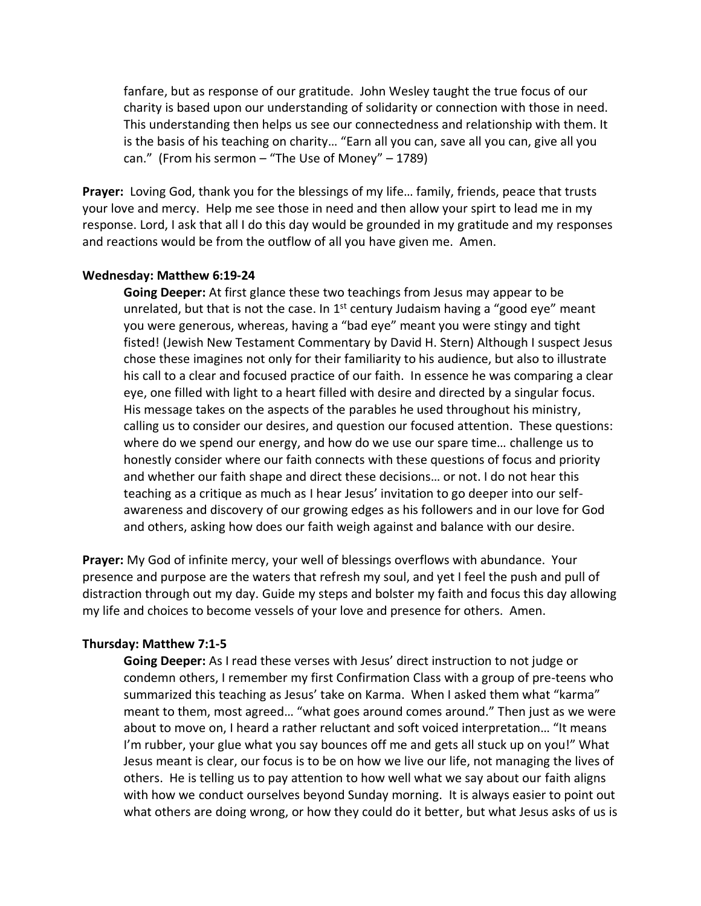fanfare, but as response of our gratitude. John Wesley taught the true focus of our charity is based upon our understanding of solidarity or connection with those in need. This understanding then helps us see our connectedness and relationship with them. It is the basis of his teaching on charity… "Earn all you can, save all you can, give all you can." (From his sermon – "The Use of Money" – 1789)

**Prayer:** Loving God, thank you for the blessings of my life… family, friends, peace that trusts your love and mercy. Help me see those in need and then allow your spirt to lead me in my response. Lord, I ask that all I do this day would be grounded in my gratitude and my responses and reactions would be from the outflow of all you have given me. Amen.

**Wednesday: Matthew 6:19-24**

**Going Deeper:** At first glance these two teachings from Jesus may appear to be unrelated, but that is not the case. In 1st century Judaism having a "good eye" meant you were generous, whereas, having a "bad eye" meant you were stingy and tight fisted! (Jewish New Testament Commentary by David H. Stern) Although I suspect Jesus chose these imagines not only for their familiarity to his audience, but also to illustrate his call to a clear and focused practice of our faith. In essence he was comparing a clear eye, one filled with light to a heart filled with desire and directed by a singular focus. His message takes on the aspects of the parables he used throughout his ministry, calling us to consider our desires, and question our focused attention. These questions: where do we spend our energy, and how do we use our spare time… challenge us to honestly consider where our faith connects with these questions of focus and priority and whether our faith shape and direct these decisions… or not. I do not hear this teaching as a critique as much as I hear Jesus' invitation to go deeper into our self-awareness and discovery of our growing edges as his followers and in our love for God and others, asking how does our faith weigh against and balance with our desire.

**Prayer:** My God of infinite mercy, your well of blessings overflows with abundance. Your presence and purpose are the waters that refresh my soul, and yet I feel the push and pull of distraction through out my day. Guide my steps and bolster my faith and focus this day allowing my life and choices to become vessels of your love and presence for others. Amen.

**Thursday: Matthew 7:1-5**

**Going Deeper:** As I read these verses with Jesus' direct instruction to not judge or condemn others, I remember my first Confirmation Class with a group of pre-teens who summarized this teaching as Jesus' take on Karma. When I asked them what "karma" meant to them, most agreed… "what goes around comes around." Then just as we were about to move on, I heard a rather reluctant and soft voiced interpretation… "It means I'm rubber, your glue what you say bounces off me and gets all stuck up on you!" What Jesus meant is clear, our focus is to be on how we live our life, not managing the lives of others. He is telling us to pay attention to how well what we say about our faith aligns with how we conduct ourselves beyond Sunday morning. It is always easier to point out what others are doing wrong, or how they could do it better, but what Jesus asks of us is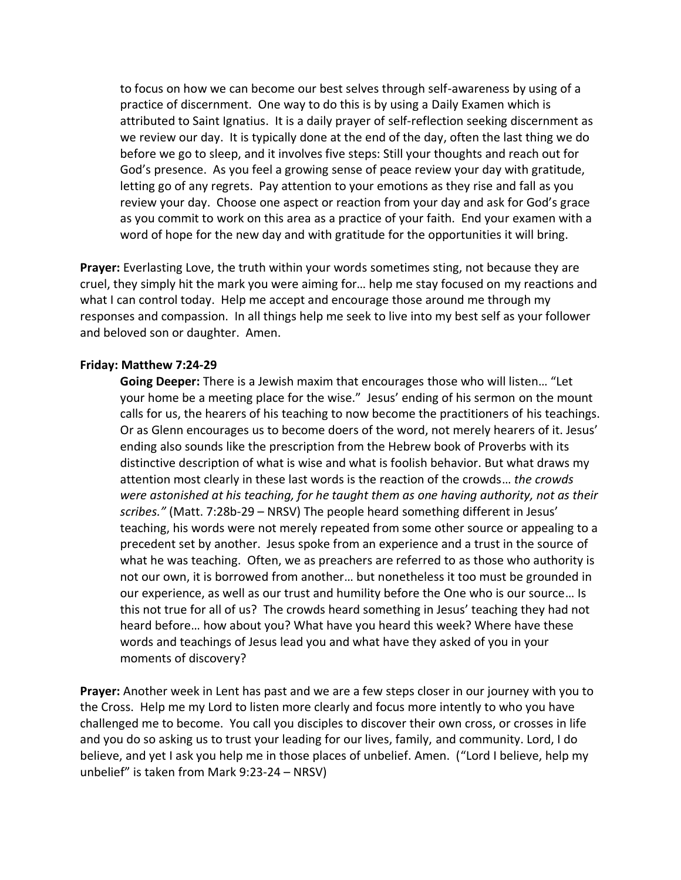to focus on how we can become our best selves through self-awareness by using of a practice of discernment. One way to do this is by using a Daily Examen which is attributed to Saint Ignatius. It is a daily prayer of self-reflection seeking discernment as we review our day. It is typically done at the end of the day, often the last thing we do before we go to sleep, and it involves five steps: Still your thoughts and reach out for God's presence. As you feel a growing sense of peace review your day with gratitude, letting go of any regrets. Pay attention to your emotions as they rise and fall as you review your day. Choose one aspect or reaction from your day and ask for God's grace as you commit to work on this area as a practice of your faith. End your examen with a word of hope for the new day and with gratitude for the opportunities it will bring.

**Prayer:** Everlasting Love, the truth within your words sometimes sting, not because they are cruel, they simply hit the mark you were aiming for… help me stay focused on my reactions and what I can control today. Help me accept and encourage those around me through my responses and compassion. In all things help me seek to live into my best self as your follower and beloved son or daughter. Amen.

**Friday: Matthew 7:24-29**

**Going Deeper:** There is a Jewish maxim that encourages those who will listen… "Let your home be a meeting place for the wise." Jesus' ending of his sermon on the mount calls for us, the hearers of his teaching to now become the practitioners of his teachings. Or as Glenn encourages us to become doers of the word, not merely hearers of it. Jesus' ending also sounds like the prescription from the Hebrew book of Proverbs with its distinctive description of what is wise and what is foolish behavior. But what draws my attention most clearly in these last words is the reaction of the crowds… *the crowds were astonished at his teaching, for he taught them as one having authority, not as their scribes."* (Matt. 7:28b-29 – NRSV) The people heard something different in Jesus' teaching, his words were not merely repeated from some other source or appealing to a precedent set by another. Jesus spoke from an experience and a trust in the source of what he was teaching. Often, we as preachers are referred to as those who authority is not our own, it is borrowed from another… but nonetheless it too must be grounded in our experience, as well as our trust and humility before the One who is our source… Is this not true for all of us? The crowds heard something in Jesus' teaching they had not heard before… how about you? What have you heard this week? Where have these words and teachings of Jesus lead you and what have they asked of you in your moments of discovery?

**Prayer:** Another week in Lent has past and we are a few steps closer in our journey with you to the Cross. Help me my Lord to listen more clearly and focus more intently to who you have challenged me to become. You call you disciples to discover their own cross, or crosses in life and you do so asking us to trust your leading for our lives, family, and community. Lord, I do believe, and yet I ask you help me in those places of unbelief. Amen. ("Lord I believe, help my unbelief" is taken from Mark 9:23-24 – NRSV)